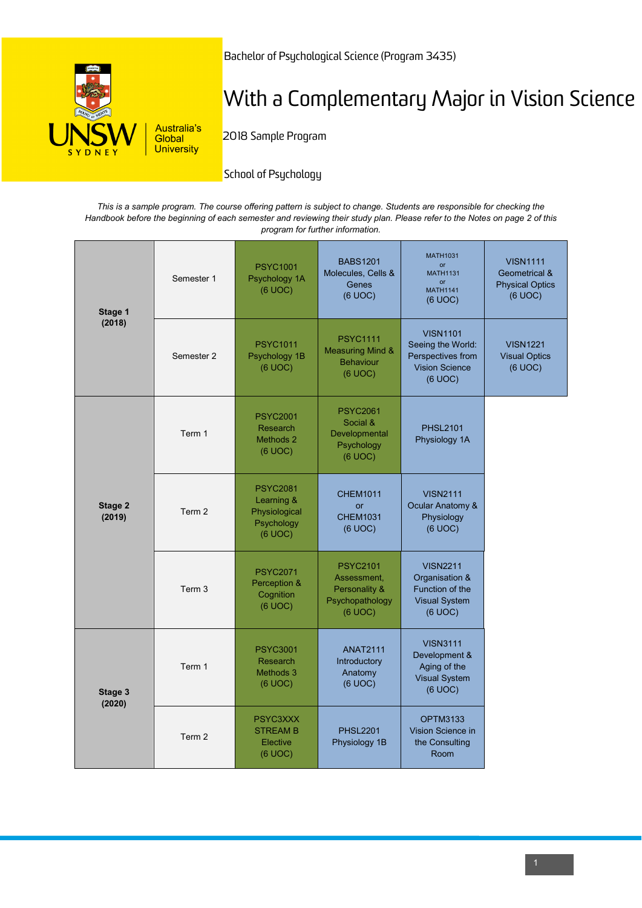Bachelor of Psychological Science (Program 3435)

# With a Complementary Major in Vision Science

2018 Sample Program

School of Psychology

*This is a sample program. The course offering pattern is subject to change. Students are responsible for checking the Handbook before the beginning of each semester and reviewing their study plan. Please refer to the Notes on page 2 of this program for further information.*

| Stage | Period | | | | |
|---|---|---|---|---|---|
| **Stage 1 (2018)** | Semester 1 | PSYC1001 Psychology 1A (6 UOC) | BABS1201 Molecules, Cells & Genes (6 UOC) | MATH1031 or MATH1131 or MATH1141 (6 UOC) | VISN1111 Geometrical & Physical Optics (6 UOC) |
| | Semester 2 | PSYC1011 Psychology 1B (6 UOC) | PSYC1111 Measuring Mind & Behaviour (6 UOC) | VISN1101 Seeing the World: Perspectives from Vision Science (6 UOC) | VISN1221 Visual Optics (6 UOC) |
| **Stage 2 (2019)** | Term 1 | PSYC2001 Research Methods 2 (6 UOC) | PSYC2061 Social & Developmental Psychology (6 UOC) | PHSL2101 Physiology 1A | |
| | Term 2 | PSYC2081 Learning & Physiological Psychology (6 UOC) | CHEM1011 or CHEM1031 (6 UOC) | VISN2111 Ocular Anatomy & Physiology (6 UOC) | |
| | Term 3 | PSYC2071 Perception & Cognition (6 UOC) | PSYC2101 Assessment, Personality & Psychopathology (6 UOC) | VISN2211 Organisation & Function of the Visual System (6 UOC) | |
| **Stage 3 (2020)** | Term 1 | PSYC3001 Research Methods 3 (6 UOC) | ANAT2111 Introductory Anatomy (6 UOC) | VISN3111 Development & Aging of the Visual System (6 UOC) | |
| | Term 2 | PSYC3XXX STREAM B Elective (6 UOC) | PHSL2201 Physiology 1B | OPTM3133 Vision Science in the Consulting Room | |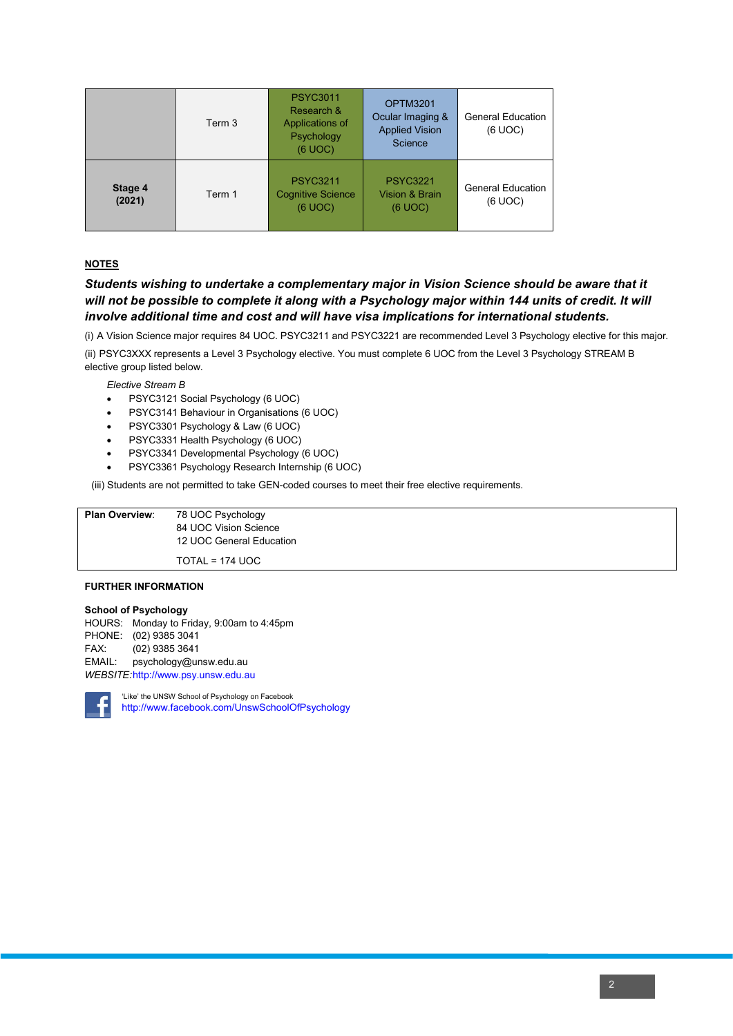| | | | | |
|---|---|---|---|---|
| | Term 3 | PSYC3011 Research & Applications of Psychology (6 UOC) | OPTM3201 Ocular Imaging & Applied Vision Science | General Education (6 UOC) |
| **Stage 4 (2021)** | Term 1 | PSYC3211 Cognitive Science (6 UOC) | PSYC3221 Vision & Brain (6 UOC) | General Education (6 UOC) |

**NOTES**

***Students wishing to undertake a complementary major in Vision Science should be aware that it will not be possible to complete it along with a Psychology major within 144 units of credit. It will involve additional time and cost and will have visa implications for international students.***

(i) A Vision Science major requires 84 UOC. PSYC3211 and PSYC3221 are recommended Level 3 Psychology elective for this major.

(ii) PSYC3XXX represents a Level 3 Psychology elective. You must complete 6 UOC from the Level 3 Psychology STREAM B elective group listed below.

*Elective Stream B*

- PSYC3121 Social Psychology (6 UOC)
- PSYC3141 Behaviour in Organisations (6 UOC)
- PSYC3301 Psychology & Law (6 UOC)
- PSYC3331 Health Psychology (6 UOC)
- PSYC3341 Developmental Psychology (6 UOC)
- PSYC3361 Psychology Research Internship (6 UOC)

(iii) Students are not permitted to take GEN-coded courses to meet their free elective requirements.

| | |
|---|---|
| **Plan Overview**: | 78 UOC Psychology<br>84 UOC Vision Science<br>12 UOC General Education<br><br>TOTAL = 174 UOC |

**FURTHER INFORMATION**

**School of Psychology**
HOURS: Monday to Friday, 9:00am to 4:45pm
PHONE: (02) 9385 3041
FAX: (02) 9385 3641
EMAIL: psychology@unsw.edu.au
*WEBSITE:* http://www.psy.unsw.edu.au

'Like' the UNSW School of Psychology on Facebook
http://www.facebook.com/UnswSchoolOfPsychology